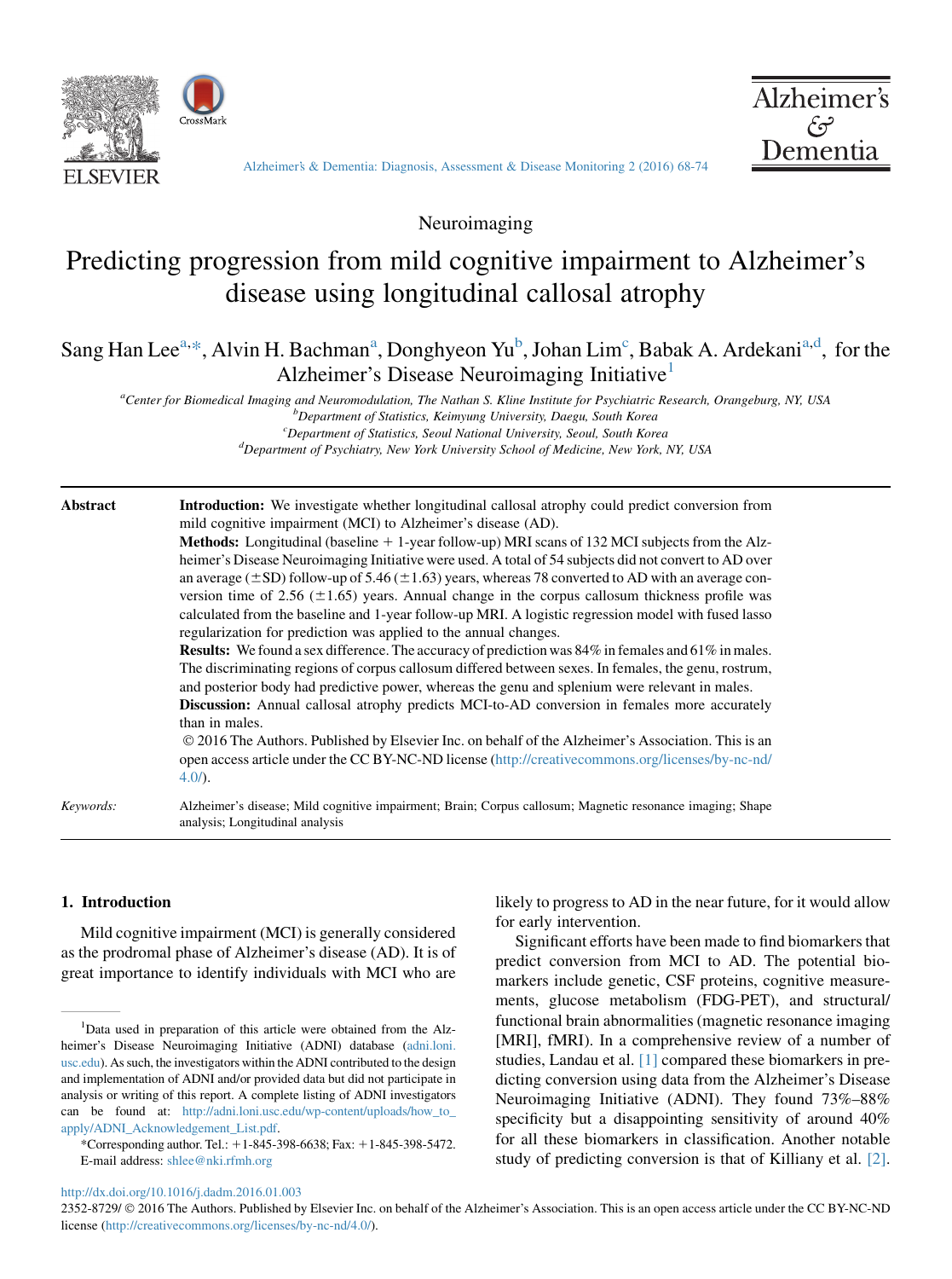Neuroimaging

# Predicting progression from mild cognitive impairment to Alzheimer's disease using longitudinal callosal atrophy

Sang Han Lee[a,*], Alvin H. Bachman[a], Donghyeon Yu[b], Johan Lim[c], Babak A. Ardekani[a,d], for the Alzheimer's Disease Neuroimaging Initiative[1]

[a]Center for Biomedical Imaging and Neuromodulation, The Nathan S. Kline Institute for Psychiatric Research, Orangeburg, NY, USA
[b]Department of Statistics, Keimyung University, Daegu, South Korea
[c]Department of Statistics, Seoul National University, Seoul, South Korea
[d]Department of Psychiatry, New York University School of Medicine, New York, NY, USA

**Abstract**

**Introduction:** We investigate whether longitudinal callosal atrophy could predict conversion from mild cognitive impairment (MCI) to Alzheimer's disease (AD).

**Methods:** Longitudinal (baseline + 1-year follow-up) MRI scans of 132 MCI subjects from the Alzheimer's Disease Neuroimaging Initiative were used. A total of 54 subjects did not convert to AD over an average (±SD) follow-up of 5.46 (±1.63) years, whereas 78 converted to AD with an average conversion time of 2.56 (±1.65) years. Annual change in the corpus callosum thickness profile was calculated from the baseline and 1-year follow-up MRI. A logistic regression model with fused lasso regularization for prediction was applied to the annual changes.

**Results:** We found a sex difference. The accuracy of prediction was 84% in females and 61% in males. The discriminating regions of corpus callosum differed between sexes. In females, the genu, rostrum, and posterior body had predictive power, whereas the genu and splenium were relevant in males.

**Discussion:** Annual callosal atrophy predicts MCI-to-AD conversion in females more accurately than in males.

© 2016 The Authors. Published by Elsevier Inc. on behalf of the Alzheimer's Association. This is an open access article under the CC BY-NC-ND license (http://creativecommons.org/licenses/by-nc-nd/4.0/).

*Keywords:* Alzheimer's disease; Mild cognitive impairment; Brain; Corpus callosum; Magnetic resonance imaging; Shape analysis; Longitudinal analysis

## 1. Introduction

Mild cognitive impairment (MCI) is generally considered as the prodromal phase of Alzheimer's disease (AD). It is of great importance to identify individuals with MCI who are likely to progress to AD in the near future, for it would allow for early intervention.

Significant efforts have been made to find biomarkers that predict conversion from MCI to AD. The potential biomarkers include genetic, CSF proteins, cognitive measurements, glucose metabolism (FDG-PET), and structural/functional brain abnormalities (magnetic resonance imaging [MRI], fMRI). In a comprehensive review of a number of studies, Landau et al. [1] compared these biomarkers in predicting conversion using data from the Alzheimer's Disease Neuroimaging Initiative (ADNI). They found 73%–88% specificity but a disappointing sensitivity of around 40% for all these biomarkers in classification. Another notable study of predicting conversion is that of Killiany et al. [2].

[1]Data used in preparation of this article were obtained from the Alzheimer's Disease Neuroimaging Initiative (ADNI) database (adni.loni.usc.edu). As such, the investigators within the ADNI contributed to the design and implementation of ADNI and/or provided data but did not participate in analysis or writing of this report. A complete listing of ADNI investigators can be found at: http://adni.loni.usc.edu/wp-content/uploads/how_to_apply/ADNI_Acknowledgement_List.pdf.

*Corresponding author. Tel.: +1-845-398-6638; Fax: +1-845-398-5472.
E-mail address: shlee@nki.rfmh.org

http://dx.doi.org/10.1016/j.dadm.2016.01.003
2352-8729/ © 2016 The Authors. Published by Elsevier Inc. on behalf of the Alzheimer's Association. This is an open access article under the CC BY-NC-ND license (http://creativecommons.org/licenses/by-nc-nd/4.0/).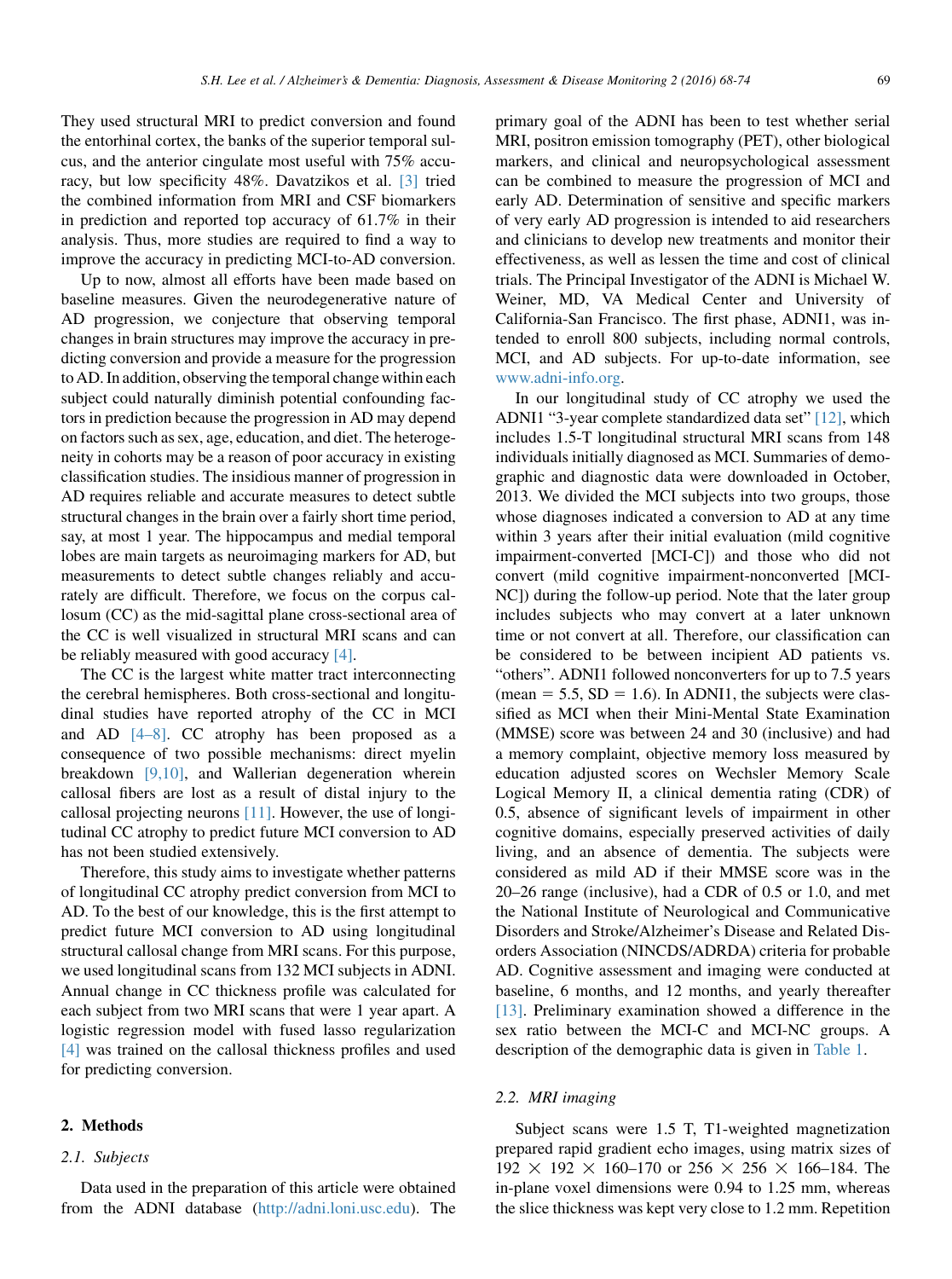They used structural MRI to predict conversion and found the entorhinal cortex, the banks of the superior temporal sulcus, and the anterior cingulate most useful with 75% accuracy, but low specificity 48%. Davatzikos et al. [3] tried the combined information from MRI and CSF biomarkers in prediction and reported top accuracy of 61.7% in their analysis. Thus, more studies are required to find a way to improve the accuracy in predicting MCI-to-AD conversion.

Up to now, almost all efforts have been made based on baseline measures. Given the neurodegenerative nature of AD progression, we conjecture that observing temporal changes in brain structures may improve the accuracy in predicting conversion and provide a measure for the progression to AD. In addition, observing the temporal change within each subject could naturally diminish potential confounding factors in prediction because the progression in AD may depend on factors such as sex, age, education, and diet. The heterogeneity in cohorts may be a reason of poor accuracy in existing classification studies. The insidious manner of progression in AD requires reliable and accurate measures to detect subtle structural changes in the brain over a fairly short time period, say, at most 1 year. The hippocampus and medial temporal lobes are main targets as neuroimaging markers for AD, but measurements to detect subtle changes reliably and accurately are difficult. Therefore, we focus on the corpus callosum (CC) as the mid-sagittal plane cross-sectional area of the CC is well visualized in structural MRI scans and can be reliably measured with good accuracy [4].

The CC is the largest white matter tract interconnecting the cerebral hemispheres. Both cross-sectional and longitudinal studies have reported atrophy of the CC in MCI and AD [4–8]. CC atrophy has been proposed as a consequence of two possible mechanisms: direct myelin breakdown [9,10], and Wallerian degeneration wherein callosal fibers are lost as a result of distal injury to the callosal projecting neurons [11]. However, the use of longitudinal CC atrophy to predict future MCI conversion to AD has not been studied extensively.

Therefore, this study aims to investigate whether patterns of longitudinal CC atrophy predict conversion from MCI to AD. To the best of our knowledge, this is the first attempt to predict future MCI conversion to AD using longitudinal structural callosal change from MRI scans. For this purpose, we used longitudinal scans from 132 MCI subjects in ADNI. Annual change in CC thickness profile was calculated for each subject from two MRI scans that were 1 year apart. A logistic regression model with fused lasso regularization [4] was trained on the callosal thickness profiles and used for predicting conversion.

## 2. Methods

### 2.1. Subjects

Data used in the preparation of this article were obtained from the ADNI database (http://adni.loni.usc.edu). The primary goal of the ADNI has been to test whether serial MRI, positron emission tomography (PET), other biological markers, and clinical and neuropsychological assessment can be combined to measure the progression of MCI and early AD. Determination of sensitive and specific markers of very early AD progression is intended to aid researchers and clinicians to develop new treatments and monitor their effectiveness, as well as lessen the time and cost of clinical trials. The Principal Investigator of the ADNI is Michael W. Weiner, MD, VA Medical Center and University of California-San Francisco. The first phase, ADNI1, was intended to enroll 800 subjects, including normal controls, MCI, and AD subjects. For up-to-date information, see www.adni-info.org.

In our longitudinal study of CC atrophy we used the ADNI1 "3-year complete standardized data set" [12], which includes 1.5-T longitudinal structural MRI scans from 148 individuals initially diagnosed as MCI. Summaries of demographic and diagnostic data were downloaded in October, 2013. We divided the MCI subjects into two groups, those whose diagnoses indicated a conversion to AD at any time within 3 years after their initial evaluation (mild cognitive impairment-converted [MCI-C]) and those who did not convert (mild cognitive impairment-nonconverted [MCI-NC]) during the follow-up period. Note that the later group includes subjects who may convert at a later unknown time or not convert at all. Therefore, our classification can be considered to be between incipient AD patients vs. "others". ADNI1 followed nonconverters for up to 7.5 years (mean = 5.5, SD = 1.6). In ADNI1, the subjects were classified as MCI when their Mini-Mental State Examination (MMSE) score was between 24 and 30 (inclusive) and had a memory complaint, objective memory loss measured by education adjusted scores on Wechsler Memory Scale Logical Memory II, a clinical dementia rating (CDR) of 0.5, absence of significant levels of impairment in other cognitive domains, especially preserved activities of daily living, and an absence of dementia. The subjects were considered as mild AD if their MMSE score was in the 20–26 range (inclusive), had a CDR of 0.5 or 1.0, and met the National Institute of Neurological and Communicative Disorders and Stroke/Alzheimer's Disease and Related Disorders Association (NINCDS/ADRDA) criteria for probable AD. Cognitive assessment and imaging were conducted at baseline, 6 months, and 12 months, and yearly thereafter [13]. Preliminary examination showed a difference in the sex ratio between the MCI-C and MCI-NC groups. A description of the demographic data is given in Table 1.

### 2.2. MRI imaging

Subject scans were 1.5 T, T1-weighted magnetization prepared rapid gradient echo images, using matrix sizes of 192 × 192 × 160–170 or 256 × 256 × 166–184. The in-plane voxel dimensions were 0.94 to 1.25 mm, whereas the slice thickness was kept very close to 1.2 mm. Repetition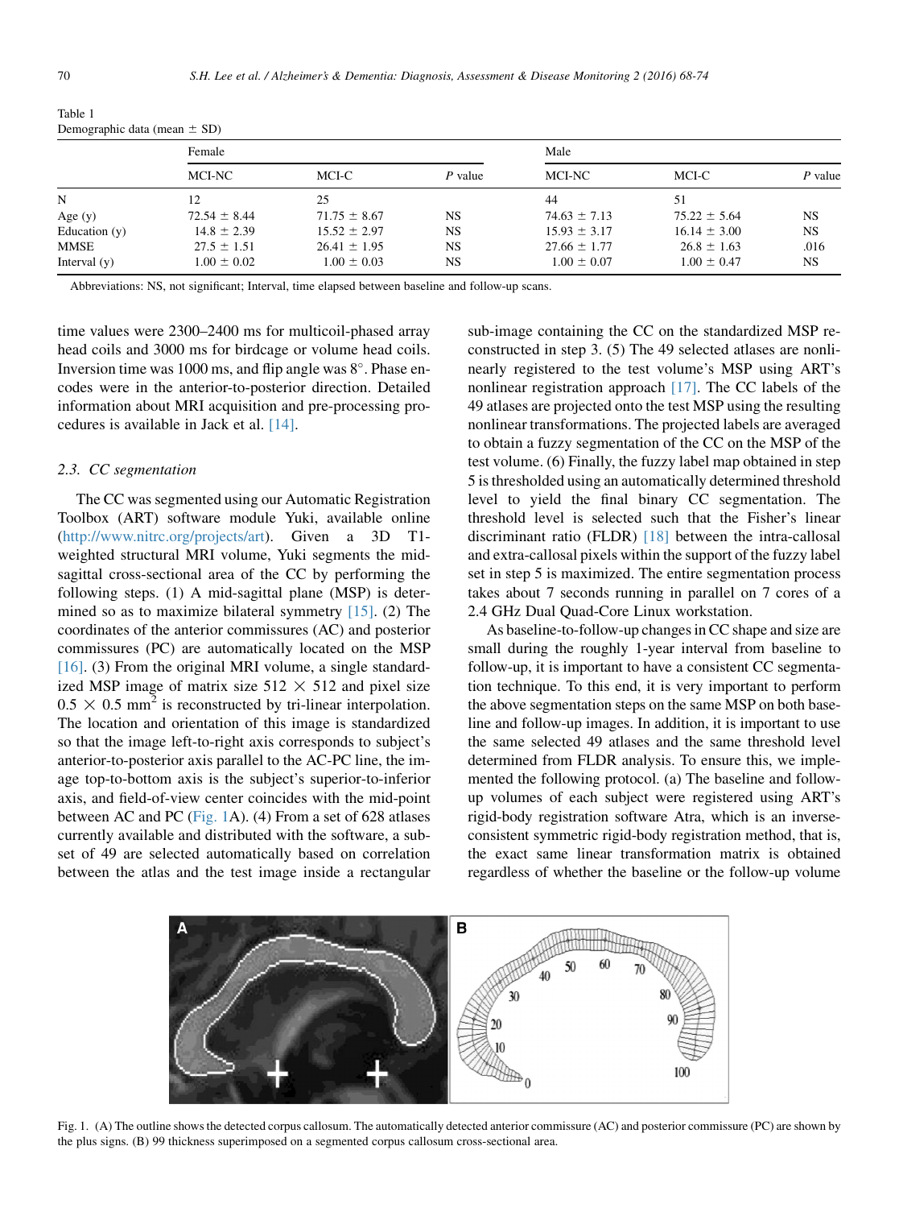Table 1
Demographic data (mean ± SD)

| | Female | | | Male | | |
|---|---|---|---|---|---|---|
| | MCI-NC | MCI-C | *P* value | MCI-NC | MCI-C | *P* value |
| N | 12 | 25 | | 44 | 51 | |
| Age (y) | 72.54 ± 8.44 | 71.75 ± 8.67 | NS | 74.63 ± 7.13 | 75.22 ± 5.64 | NS |
| Education (y) | 14.8 ± 2.39 | 15.52 ± 2.97 | NS | 15.93 ± 3.17 | 16.14 ± 3.00 | NS |
| MMSE | 27.5 ± 1.51 | 26.41 ± 1.95 | NS | 27.66 ± 1.77 | 26.8 ± 1.63 | .016 |
| Interval (y) | 1.00 ± 0.02 | 1.00 ± 0.03 | NS | 1.00 ± 0.07 | 1.00 ± 0.47 | NS |

Abbreviations: NS, not significant; Interval, time elapsed between baseline and follow-up scans.

time values were 2300–2400 ms for multicoil-phased array head coils and 3000 ms for birdcage or volume head coils. Inversion time was 1000 ms, and flip angle was 8°. Phase encodes were in the anterior-to-posterior direction. Detailed information about MRI acquisition and pre-processing procedures is available in Jack et al. [14].

### 2.3. CC segmentation

The CC was segmented using our Automatic Registration Toolbox (ART) software module Yuki, available online (http://www.nitrc.org/projects/art). Given a 3D T1-weighted structural MRI volume, Yuki segments the mid-sagittal cross-sectional area of the CC by performing the following steps. (1) A mid-sagittal plane (MSP) is determined so as to maximize bilateral symmetry [15]. (2) The coordinates of the anterior commissures (AC) and posterior commissures (PC) are automatically located on the MSP [16]. (3) From the original MRI volume, a single standardized MSP image of matrix size 512 × 512 and pixel size 0.5 × 0.5 mm$^2$ is reconstructed by tri-linear interpolation. The location and orientation of this image is standardized so that the image left-to-right axis corresponds to subject's anterior-to-posterior axis parallel to the AC-PC line, the image top-to-bottom axis is the subject's superior-to-inferior axis, and field-of-view center coincides with the mid-point between AC and PC (Fig. 1A). (4) From a set of 628 atlases currently available and distributed with the software, a subset of 49 are selected automatically based on correlation between the atlas and the test image inside a rectangular sub-image containing the CC on the standardized MSP reconstructed in step 3. (5) The 49 selected atlases are nonlinearly registered to the test volume's MSP using ART's nonlinear registration approach [17]. The CC labels of the 49 atlases are projected onto the test MSP using the resulting nonlinear transformations. The projected labels are averaged to obtain a fuzzy segmentation of the CC on the MSP of the test volume. (6) Finally, the fuzzy label map obtained in step 5 is thresholded using an automatically determined threshold level to yield the final binary CC segmentation. The threshold level is selected such that the Fisher's linear discriminant ratio (FLDR) [18] between the intra-callosal and extra-callosal pixels within the support of the fuzzy label set in step 5 is maximized. The entire segmentation process takes about 7 seconds running in parallel on 7 cores of a 2.4 GHz Dual Quad-Core Linux workstation.

As baseline-to-follow-up changes in CC shape and size are small during the roughly 1-year interval from baseline to follow-up, it is important to have a consistent CC segmentation technique. To this end, it is very important to perform the above segmentation steps on the same MSP on both baseline and follow-up images. In addition, it is important to use the same selected 49 atlases and the same threshold level determined from FLDR analysis. To ensure this, we implemented the following protocol. (a) The baseline and follow-up volumes of each subject were registered using ART's rigid-body registration software Atra, which is an inverse-consistent symmetric rigid-body registration method, that is, the exact same linear transformation matrix is obtained regardless of whether the baseline or the follow-up volume

Fig. 1. (A) The outline shows the detected corpus callosum. The automatically detected anterior commissure (AC) and posterior commissure (PC) are shown by the plus signs. (B) 99 thickness superimposed on a segmented corpus callosum cross-sectional area.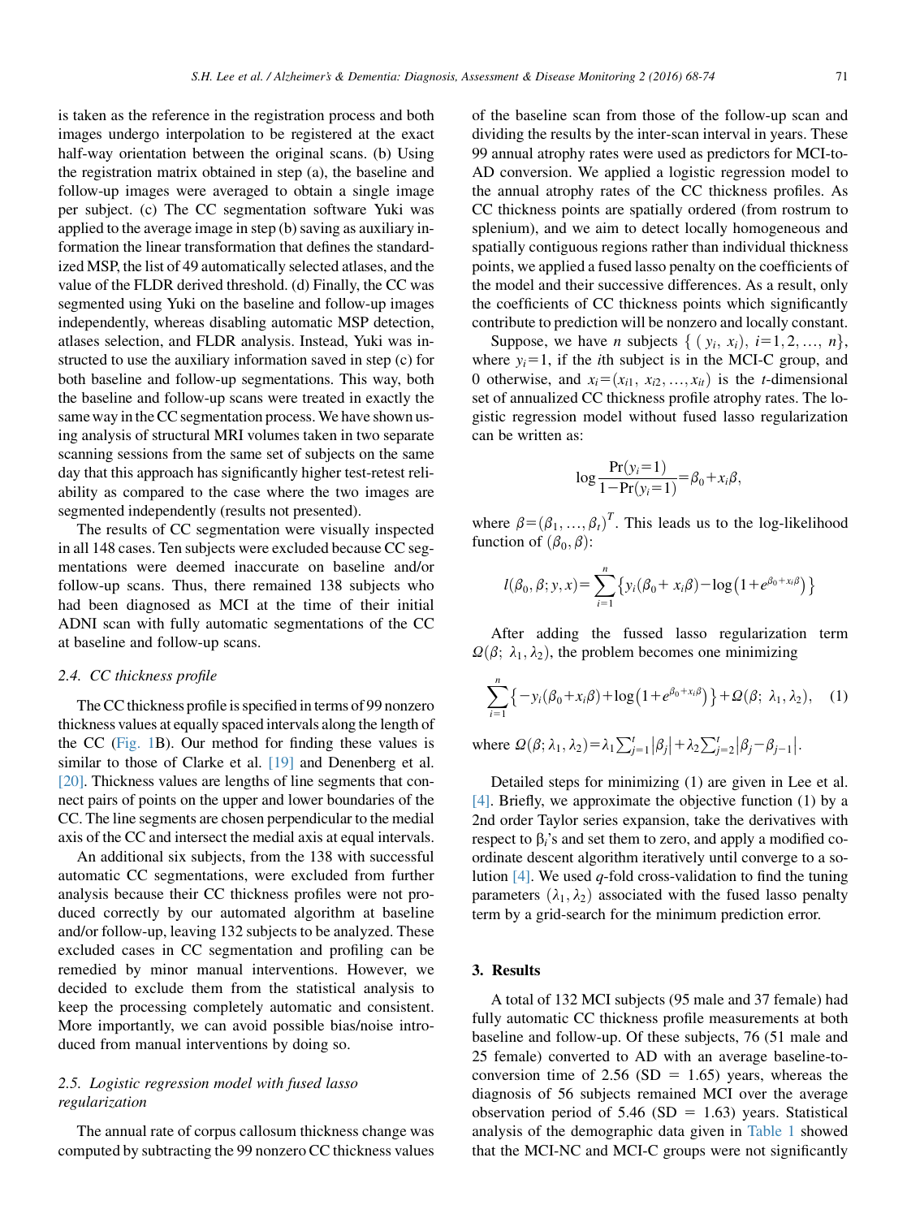is taken as the reference in the registration process and both images undergo interpolation to be registered at the exact half-way orientation between the original scans. (b) Using the registration matrix obtained in step (a), the baseline and follow-up images were averaged to obtain a single image per subject. (c) The CC segmentation software Yuki was applied to the average image in step (b) saving as auxiliary information the linear transformation that defines the standardized MSP, the list of 49 automatically selected atlases, and the value of the FLDR derived threshold. (d) Finally, the CC was segmented using Yuki on the baseline and follow-up images independently, whereas disabling automatic MSP detection, atlases selection, and FLDR analysis. Instead, Yuki was instructed to use the auxiliary information saved in step (c) for both baseline and follow-up segmentations. This way, both the baseline and follow-up scans were treated in exactly the same way in the CC segmentation process. We have shown using analysis of structural MRI volumes taken in two separate scanning sessions from the same set of subjects on the same day that this approach has significantly higher test-retest reliability as compared to the case where the two images are segmented independently (results not presented).

The results of CC segmentation were visually inspected in all 148 cases. Ten subjects were excluded because CC segmentations were deemed inaccurate on baseline and/or follow-up scans. Thus, there remained 138 subjects who had been diagnosed as MCI at the time of their initial ADNI scan with fully automatic segmentations of the CC at baseline and follow-up scans.

### 2.4. CC thickness profile

The CC thickness profile is specified in terms of 99 nonzero thickness values at equally spaced intervals along the length of the CC (Fig. 1B). Our method for finding these values is similar to those of Clarke et al. [19] and Denenberg et al. [20]. Thickness values are lengths of line segments that connect pairs of points on the upper and lower boundaries of the CC. The line segments are chosen perpendicular to the medial axis of the CC and intersect the medial axis at equal intervals.

An additional six subjects, from the 138 with successful automatic CC segmentations, were excluded from further analysis because their CC thickness profiles were not produced correctly by our automated algorithm at baseline and/or follow-up, leaving 132 subjects to be analyzed. These excluded cases in CC segmentation and profiling can be remedied by minor manual interventions. However, we decided to exclude them from the statistical analysis to keep the processing completely automatic and consistent. More importantly, we can avoid possible bias/noise introduced from manual interventions by doing so.

### 2.5. Logistic regression model with fused lasso regularization

The annual rate of corpus callosum thickness change was computed by subtracting the 99 nonzero CC thickness values of the baseline scan from those of the follow-up scan and dividing the results by the inter-scan interval in years. These 99 annual atrophy rates were used as predictors for MCI-to-AD conversion. We applied a logistic regression model to the annual atrophy rates of the CC thickness profiles. As CC thickness points are spatially ordered (from rostrum to splenium), and we aim to detect locally homogeneous and spatially contiguous regions rather than individual thickness points, we applied a fused lasso penalty on the coefficients of the model and their successive differences. As a result, only the coefficients of CC thickness points which significantly contribute to prediction will be nonzero and locally constant.

Suppose, we have $n$ subjects $\{(y_i, x_i),\ i=1,2,\ldots,n\}$, where $y_i=1$, if the $i$th subject is in the MCI-C group, and 0 otherwise, and $x_i=(x_{i1}, x_{i2}, \ldots, x_{it})$ is the $t$-dimensional set of annualized CC thickness profile atrophy rates. The logistic regression model without fused lasso regularization can be written as:

$$\log\frac{\Pr(y_i=1)}{1-\Pr(y_i=1)}=\beta_0+x_i\beta,$$

where $\beta=(\beta_1,\ldots,\beta_t)^T$. This leads us to the log-likelihood function of $(\beta_0,\beta)$:

$$l(\beta_0,\beta;y,x)=\sum_{i=1}^{n}\left\{y_i(\beta_0+x_i\beta)-\log\left(1+e^{\beta_0+x_i\beta}\right)\right\}$$

After adding the fussed lasso regularization term $\Omega(\beta;\ \lambda_1,\lambda_2)$, the problem becomes one minimizing

$$\sum_{i=1}^{n}\left\{-y_i(\beta_0+x_i\beta)+\log\left(1+e^{\beta_0+x_i\beta}\right)\right\}+\Omega(\beta;\ \lambda_1,\lambda_2), \quad (1)$$

where $\Omega(\beta;\lambda_1,\lambda_2)=\lambda_1\sum_{j=1}^{t}\left|\beta_j\right|+\lambda_2\sum_{j=2}^{t}\left|\beta_j-\beta_{j-1}\right|$.

Detailed steps for minimizing (1) are given in Lee et al. [4]. Briefly, we approximate the objective function (1) by a 2nd order Taylor series expansion, take the derivatives with respect to $\beta_i$'s and set them to zero, and apply a modified coordinate descent algorithm iteratively until converge to a solution [4]. We used $q$-fold cross-validation to find the tuning parameters $(\lambda_1, \lambda_2)$ associated with the fused lasso penalty term by a grid-search for the minimum prediction error.

## 3. Results

A total of 132 MCI subjects (95 male and 37 female) had fully automatic CC thickness profile measurements at both baseline and follow-up. Of these subjects, 76 (51 male and 25 female) converted to AD with an average baseline-to-conversion time of 2.56 (SD = 1.65) years, whereas the diagnosis of 56 subjects remained MCI over the average observation period of 5.46 (SD = 1.63) years. Statistical analysis of the demographic data given in Table 1 showed that the MCI-NC and MCI-C groups were not significantly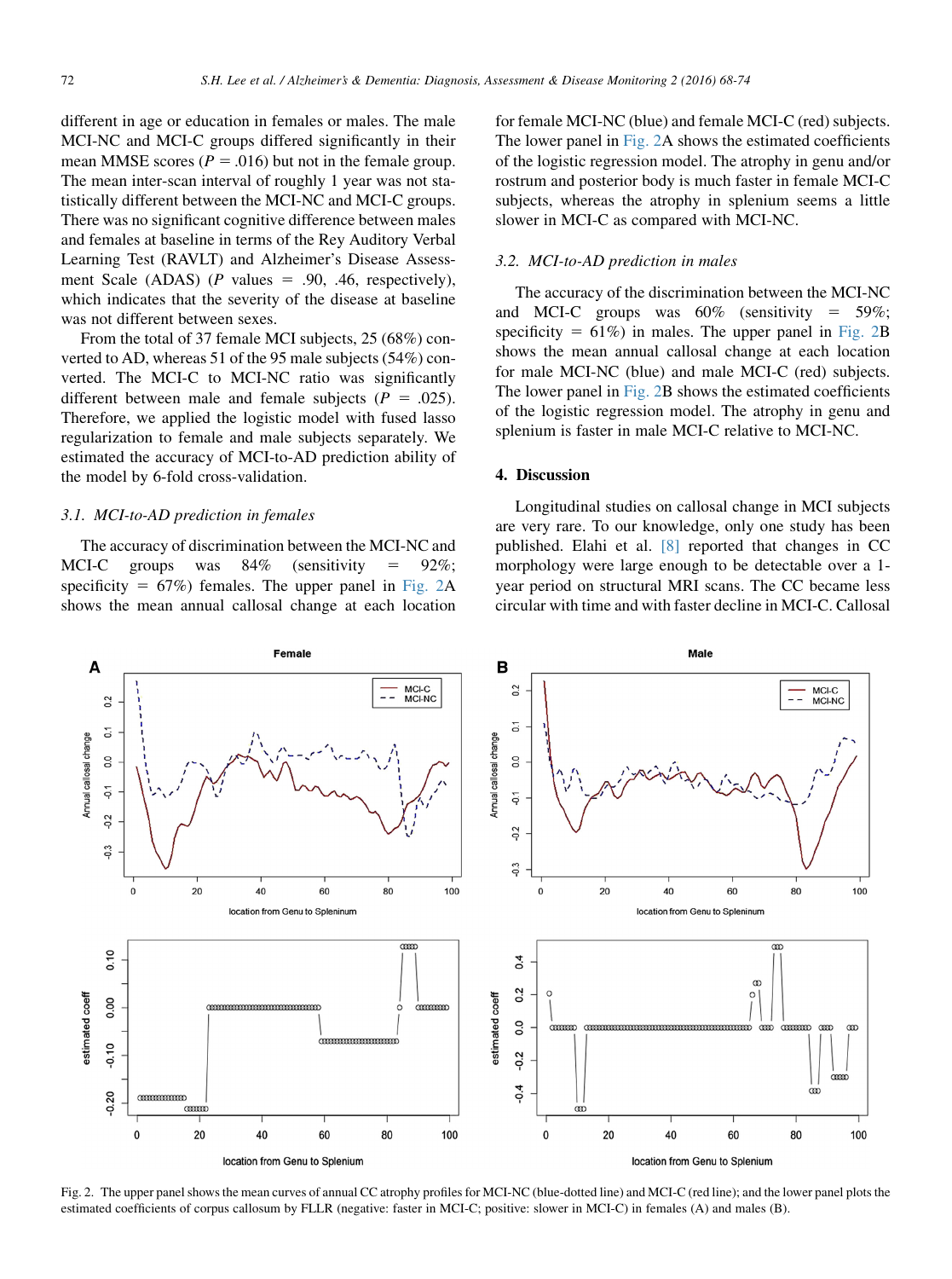different in age or education in females or males. The male MCI-NC and MCI-C groups differed significantly in their mean MMSE scores ($P = .016$) but not in the female group. The mean inter-scan interval of roughly 1 year was not statistically different between the MCI-NC and MCI-C groups. There was no significant cognitive difference between males and females at baseline in terms of the Rey Auditory Verbal Learning Test (RAVLT) and Alzheimer's Disease Assessment Scale (ADAS) ($P$ values = .90, .46, respectively), which indicates that the severity of the disease at baseline was not different between sexes.

From the total of 37 female MCI subjects, 25 (68%) converted to AD, whereas 51 of the 95 male subjects (54%) converted. The MCI-C to MCI-NC ratio was significantly different between male and female subjects ($P = .025$). Therefore, we applied the logistic model with fused lasso regularization to female and male subjects separately. We estimated the accuracy of MCI-to-AD prediction ability of the model by 6-fold cross-validation.

### 3.1. MCI-to-AD prediction in females

The accuracy of discrimination between the MCI-NC and MCI-C groups was 84% (sensitivity = 92%; specificity = 67%) females. The upper panel in Fig. 2A shows the mean annual callosal change at each location for female MCI-NC (blue) and female MCI-C (red) subjects. The lower panel in Fig. 2A shows the estimated coefficients of the logistic regression model. The atrophy in genu and/or rostrum and posterior body is much faster in female MCI-C subjects, whereas the atrophy in splenium seems a little slower in MCI-C as compared with MCI-NC.

### 3.2. MCI-to-AD prediction in males

The accuracy of the discrimination between the MCI-NC and MCI-C groups was 60% (sensitivity = 59%; specificity = 61%) in males. The upper panel in Fig. 2B shows the mean annual callosal change at each location for male MCI-NC (blue) and male MCI-C (red) subjects. The lower panel in Fig. 2B shows the estimated coefficients of the logistic regression model. The atrophy in genu and splenium is faster in male MCI-C relative to MCI-NC.

## 4. Discussion

Longitudinal studies on callosal change in MCI subjects are very rare. To our knowledge, only one study has been published. Elahi et al. [8] reported that changes in CC morphology were large enough to be detectable over a 1-year period on structural MRI scans. The CC became less circular with time and with faster decline in MCI-C. Callosal

Fig. 2. The upper panel shows the mean curves of annual CC atrophy profiles for MCI-NC (blue-dotted line) and MCI-C (red line); and the lower panel plots the estimated coefficients of corpus callosum by FLLR (negative: faster in MCI-C; positive: slower in MCI-C) in females (A) and males (B).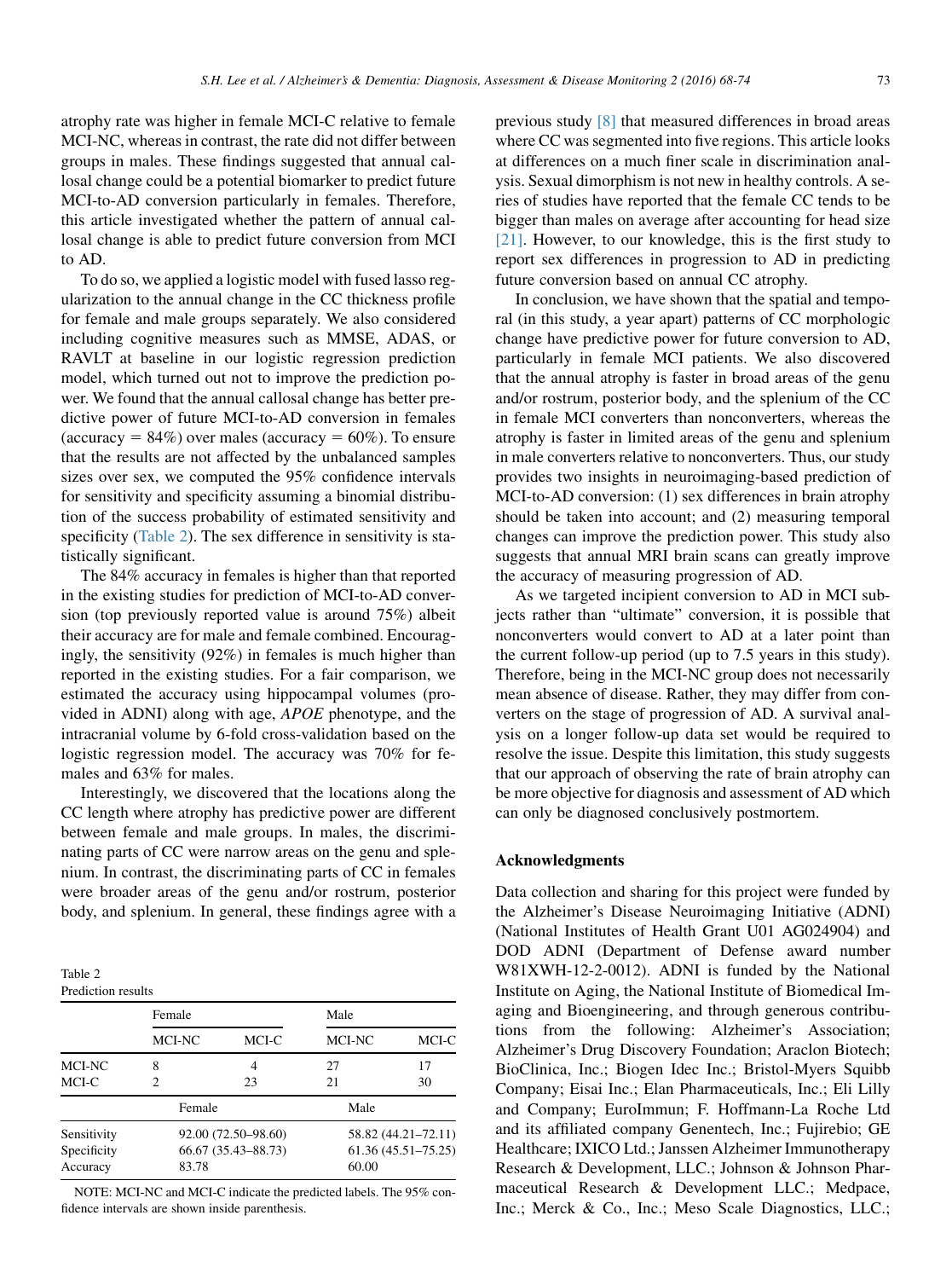atrophy rate was higher in female MCI-C relative to female MCI-NC, whereas in contrast, the rate did not differ between groups in males. These findings suggested that annual callosal change could be a potential biomarker to predict future MCI-to-AD conversion particularly in females. Therefore, this article investigated whether the pattern of annual callosal change is able to predict future conversion from MCI to AD.

To do so, we applied a logistic model with fused lasso regularization to the annual change in the CC thickness profile for female and male groups separately. We also considered including cognitive measures such as MMSE, ADAS, or RAVLT at baseline in our logistic regression prediction model, which turned out not to improve the prediction power. We found that the annual callosal change has better predictive power of future MCI-to-AD conversion in females (accuracy = 84%) over males (accuracy = 60%). To ensure that the results are not affected by the unbalanced samples sizes over sex, we computed the 95% confidence intervals for sensitivity and specificity assuming a binomial distribution of the success probability of estimated sensitivity and specificity (Table 2). The sex difference in sensitivity is statistically significant.

The 84% accuracy in females is higher than that reported in the existing studies for prediction of MCI-to-AD conversion (top previously reported value is around 75%) albeit their accuracy are for male and female combined. Encouragingly, the sensitivity (92%) in females is much higher than reported in the existing studies. For a fair comparison, we estimated the accuracy using hippocampal volumes (provided in ADNI) along with age, *APOE* phenotype, and the intracranial volume by 6-fold cross-validation based on the logistic regression model. The accuracy was 70% for females and 63% for males.

Interestingly, we discovered that the locations along the CC length where atrophy has predictive power are different between female and male groups. In males, the discriminating parts of CC were narrow areas on the genu and splenium. In contrast, the discriminating parts of CC in females were broader areas of the genu and/or rostrum, posterior body, and splenium. In general, these findings agree with a previous study [8] that measured differences in broad areas where CC was segmented into five regions. This article looks at differences on a much finer scale in discrimination analysis. Sexual dimorphism is not new in healthy controls. A series of studies have reported that the female CC tends to be bigger than males on average after accounting for head size [21]. However, to our knowledge, this is the first study to report sex differences in progression to AD in predicting future conversion based on annual CC atrophy.

In conclusion, we have shown that the spatial and temporal (in this study, a year apart) patterns of CC morphologic change have predictive power for future conversion to AD, particularly in female MCI patients. We also discovered that the annual atrophy is faster in broad areas of the genu and/or rostrum, posterior body, and the splenium of the CC in female MCI converters than nonconverters, whereas the atrophy is faster in limited areas of the genu and splenium in male converters relative to nonconverters. Thus, our study provides two insights in neuroimaging-based prediction of MCI-to-AD conversion: (1) sex differences in brain atrophy should be taken into account; and (2) measuring temporal changes can improve the prediction power. This study also suggests that annual MRI brain scans can greatly improve the accuracy of measuring progression of AD.

As we targeted incipient conversion to AD in MCI subjects rather than "ultimate" conversion, it is possible that nonconverters would convert to AD at a later point than the current follow-up period (up to 7.5 years in this study). Therefore, being in the MCI-NC group does not necessarily mean absence of disease. Rather, they may differ from converters on the stage of progression of AD. A survival analysis on a longer follow-up data set would be required to resolve the issue. Despite this limitation, this study suggests that our approach of observing the rate of brain atrophy can be more objective for diagnosis and assessment of AD which can only be diagnosed conclusively postmortem.

Table 2
Prediction results

| | Female | | Male | |
|---|---|---|---|---|
| | MCI-NC | MCI-C | MCI-NC | MCI-C |
| MCI-NC | 8 | 4 | 27 | 17 |
| MCI-C | 2 | 23 | 21 | 30 |

| | Female | Male |
|---|---|---|
| Sensitivity | 92.00 (72.50–98.60) | 58.82 (44.21–72.11) |
| Specificity | 66.67 (35.43–88.73) | 61.36 (45.51–75.25) |
| Accuracy | 83.78 | 60.00 |

NOTE: MCI-NC and MCI-C indicate the predicted labels. The 95% confidence intervals are shown inside parenthesis.

## Acknowledgments

Data collection and sharing for this project were funded by the Alzheimer's Disease Neuroimaging Initiative (ADNI) (National Institutes of Health Grant U01 AG024904) and DOD ADNI (Department of Defense award number W81XWH-12-2-0012). ADNI is funded by the National Institute on Aging, the National Institute of Biomedical Imaging and Bioengineering, and through generous contributions from the following: Alzheimer's Association; Alzheimer's Drug Discovery Foundation; Araclon Biotech; BioClinica, Inc.; Biogen Idec Inc.; Bristol-Myers Squibb Company; Eisai Inc.; Elan Pharmaceuticals, Inc.; Eli Lilly and Company; EuroImmun; F. Hoffmann-La Roche Ltd and its affiliated company Genentech, Inc.; Fujirebio; GE Healthcare; IXICO Ltd.; Janssen Alzheimer Immunotherapy Research & Development, LLC.; Johnson & Johnson Pharmaceutical Research & Development LLC.; Medpace, Inc.; Merck & Co., Inc.; Meso Scale Diagnostics, LLC.;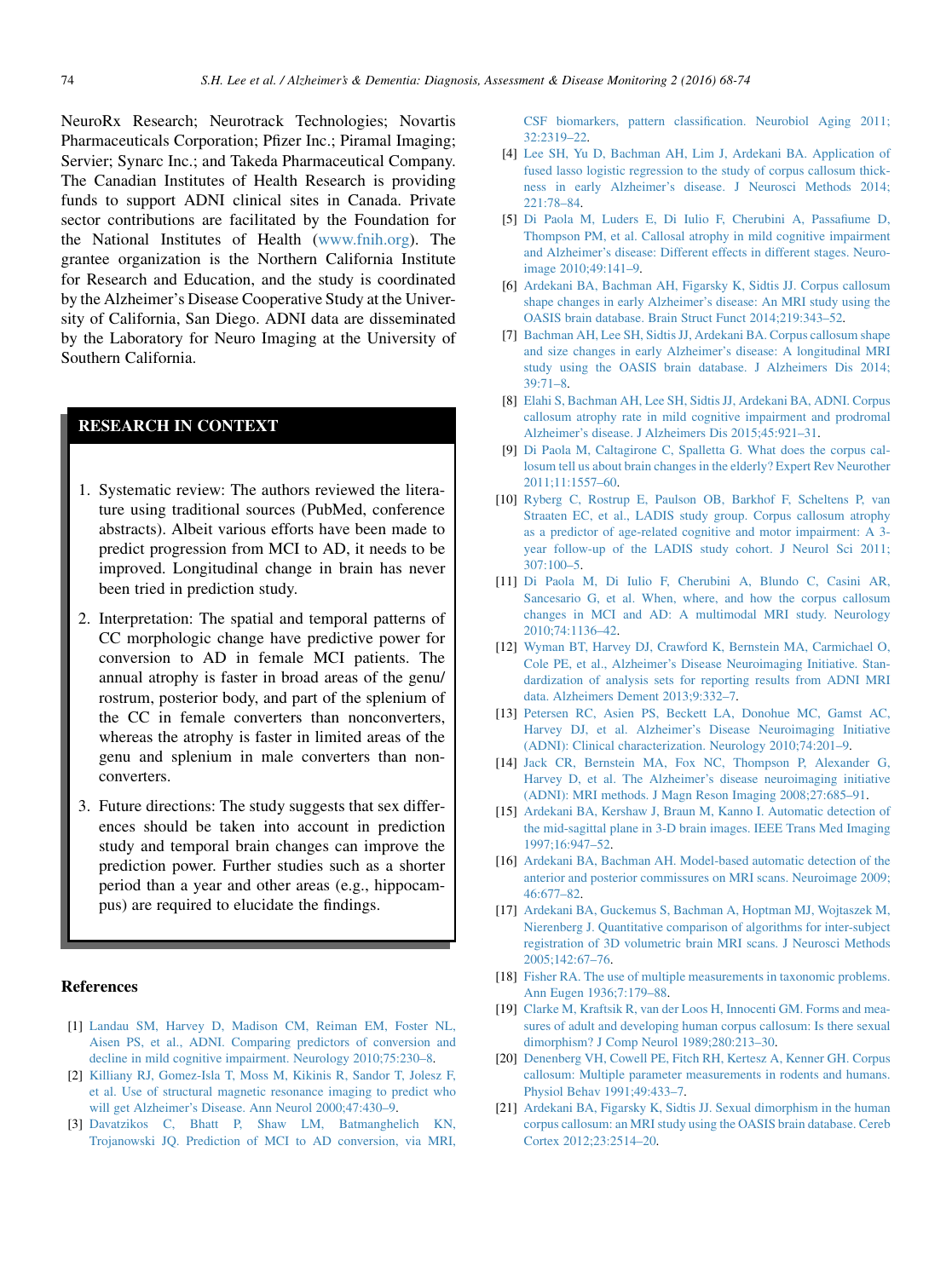NeuroRx Research; Neurotrack Technologies; Novartis Pharmaceuticals Corporation; Pfizer Inc.; Piramal Imaging; Servier; Synarc Inc.; and Takeda Pharmaceutical Company. The Canadian Institutes of Health Research is providing funds to support ADNI clinical sites in Canada. Private sector contributions are facilitated by the Foundation for the National Institutes of Health (www.fnih.org). The grantee organization is the Northern California Institute for Research and Education, and the study is coordinated by the Alzheimer's Disease Cooperative Study at the University of California, San Diego. ADNI data are disseminated by the Laboratory for Neuro Imaging at the University of Southern California.

## RESEARCH IN CONTEXT

1. Systematic review: The authors reviewed the literature using traditional sources (PubMed, conference abstracts). Albeit various efforts have been made to predict progression from MCI to AD, it needs to be improved. Longitudinal change in brain has never been tried in prediction study.
2. Interpretation: The spatial and temporal patterns of CC morphologic change have predictive power for conversion to AD in female MCI patients. The annual atrophy is faster in broad areas of the genu/rostrum, posterior body, and part of the splenium of the CC in female converters than nonconverters, whereas the atrophy is faster in limited areas of the genu and splenium in male converters than nonconverters.
3. Future directions: The study suggests that sex differences should be taken into account in prediction study and temporal brain changes can improve the prediction power. Further studies such as a shorter period than a year and other areas (e.g., hippocampus) are required to elucidate the findings.

## References

[1] Landau SM, Harvey D, Madison CM, Reiman EM, Foster NL, Aisen PS, et al., ADNI. Comparing predictors of conversion and decline in mild cognitive impairment. Neurology 2010;75:230–8.

[2] Killiany RJ, Gomez-Isla T, Moss M, Kikinis R, Sandor T, Jolesz F, et al. Use of structural magnetic resonance imaging to predict who will get Alzheimer's Disease. Ann Neurol 2000;47:430–9.

[3] Davatzikos C, Bhatt P, Shaw LM, Batmanghelich KN, Trojanowski JQ. Prediction of MCI to AD conversion, via MRI, CSF biomarkers, pattern classification. Neurobiol Aging 2011;32:2319–22.

[4] Lee SH, Yu D, Bachman AH, Lim J, Ardekani BA. Application of fused lasso logistic regression to the study of corpus callosum thickness in early Alzheimer's disease. J Neurosci Methods 2014;221:78–84.

[5] Di Paola M, Luders E, Di Iulio F, Cherubini A, Passafiume D, Thompson PM, et al. Callosal atrophy in mild cognitive impairment and Alzheimer's disease: Different effects in different stages. Neuroimage 2010;49:141–9.

[6] Ardekani BA, Bachman AH, Figarsky K, Sidtis JJ. Corpus callosum shape changes in early Alzheimer's disease: An MRI study using the OASIS brain database. Brain Struct Funct 2014;219:343–52.

[7] Bachman AH, Lee SH, Sidtis JJ, Ardekani BA. Corpus callosum shape and size changes in early Alzheimer's disease: A longitudinal MRI study using the OASIS brain database. J Alzheimers Dis 2014;39:71–8.

[8] Elahi S, Bachman AH, Lee SH, Sidtis JJ, Ardekani BA, ADNI. Corpus callosum atrophy rate in mild cognitive impairment and prodromal Alzheimer's disease. J Alzheimers Dis 2015;45:921–31.

[9] Di Paola M, Caltagirone C, Spalletta G. What does the corpus callosum tell us about brain changes in the elderly? Expert Rev Neurother 2011;11:1557–60.

[10] Ryberg C, Rostrup E, Paulson OB, Barkhof F, Scheltens P, van Straaten EC, et al., LADIS study group. Corpus callosum atrophy as a predictor of age-related cognitive and motor impairment: A 3-year follow-up of the LADIS study cohort. J Neurol Sci 2011;307:100–5.

[11] Di Paola M, Di Iulio F, Cherubini A, Blundo C, Casini AR, Sancesario G, et al. When, where, and how the corpus callosum changes in MCI and AD: A multimodal MRI study. Neurology 2010;74:1136–42.

[12] Wyman BT, Harvey DJ, Crawford K, Bernstein MA, Carmichael O, Cole PE, et al., Alzheimer's Disease Neuroimaging Initiative. Standardization of analysis sets for reporting results from ADNI MRI data. Alzheimers Dement 2013;9:332–7.

[13] Petersen RC, Aisen PS, Beckett LA, Donohue MC, Gamst AC, Harvey DJ, et al. Alzheimer's Disease Neuroimaging Initiative (ADNI): Clinical characterization. Neurology 2010;74:201–9.

[14] Jack CR, Bernstein MA, Fox NC, Thompson P, Alexander G, Harvey D, et al. The Alzheimer's disease neuroimaging initiative (ADNI): MRI methods. J Magn Reson Imaging 2008;27:685–91.

[15] Ardekani BA, Kershaw J, Braun M, Kanno I. Automatic detection of the mid-sagittal plane in 3-D brain images. IEEE Trans Med Imaging 1997;16:947–52.

[16] Ardekani BA, Bachman AH. Model-based automatic detection of the anterior and posterior commissures on MRI scans. Neuroimage 2009;46:677–82.

[17] Ardekani BA, Guckemus S, Bachman A, Hoptman MJ, Wojtaszek M, Nierenberg J. Quantitative comparison of algorithms for inter-subject registration of 3D volumetric brain MRI scans. J Neurosci Methods 2005;142:67–76.

[18] Fisher RA. The use of multiple measurements in taxonomic problems. Ann Eugen 1936;7:179–88.

[19] Clarke M, Kraftsik R, van der Loos H, Innocenti GM. Forms and measures of adult and developing human corpus callosum: Is there sexual dimorphism? J Comp Neurol 1989;280:213–30.

[20] Denenberg VH, Cowell PE, Fitch RH, Kertesz A, Kenner GH. Corpus callosum: Multiple parameter measurements in rodents and humans. Physiol Behav 1991;49:433–7.

[21] Ardekani BA, Figarsky K, Sidtis JJ. Sexual dimorphism in the human corpus callosum: an MRI study using the OASIS brain database. Cereb Cortex 2012;23:2514–20.